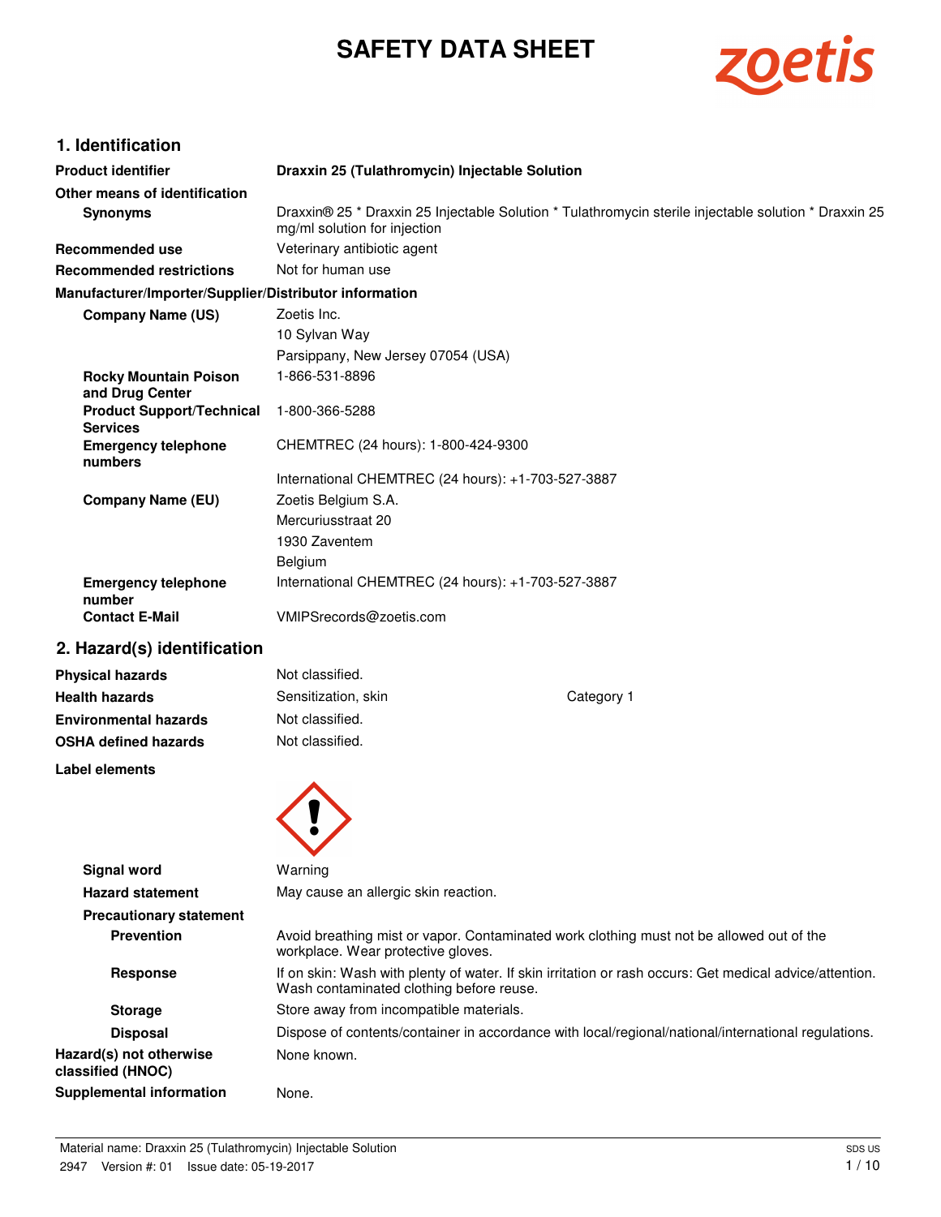# SAFETY DATA SHEET

## 1. Identification

| | |
|---|---|
| **Product identifier** | **Draxxin 25 (Tulathromycin) Injectable Solution** |
| **Other means of identification** | |
| **Synonyms** | Draxxin® 25 * Draxxin 25 Injectable Solution * Tulathromycin sterile injectable solution * Draxxin 25 mg/ml solution for injection |
| **Recommended use** | Veterinary antibiotic agent |
| **Recommended restrictions** | Not for human use |

**Manufacturer/Importer/Supplier/Distributor information**

| | |
|---|---|
| **Company Name (US)** | Zoetis Inc.<br>10 Sylvan Way<br>Parsippany, New Jersey 07054 (USA) |
| **Rocky Mountain Poison and Drug Center** | 1-866-531-8896 |
| **Product Support/Technical Services** | 1-800-366-5288 |
| **Emergency telephone numbers** | CHEMTREC (24 hours): 1-800-424-9300<br>International CHEMTREC (24 hours): +1-703-527-3887 |
| **Company Name (EU)** | Zoetis Belgium S.A.<br>Mercuriusstraat 20<br>1930 Zaventem<br>Belgium |
| **Emergency telephone number** | International CHEMTREC (24 hours): +1-703-527-3887 |
| **Contact E-Mail** | VMIPSrecords@zoetis.com |

## 2. Hazard(s) identification

| | | |
|---|---|---|
| **Physical hazards** | Not classified. | |
| **Health hazards** | Sensitization, skin | Category 1 |
| **Environmental hazards** | Not classified. | |
| **OSHA defined hazards** | Not classified. | |

**Label elements**

| | |
|---|---|
| **Signal word** | Warning |
| **Hazard statement** | May cause an allergic skin reaction. |
| **Precautionary statement** | |
| **Prevention** | Avoid breathing mist or vapor. Contaminated work clothing must not be allowed out of the workplace. Wear protective gloves. |
| **Response** | If on skin: Wash with plenty of water. If skin irritation or rash occurs: Get medical advice/attention. Wash contaminated clothing before reuse. |
| **Storage** | Store away from incompatible materials. |
| **Disposal** | Dispose of contents/container in accordance with local/regional/national/international regulations. |
| **Hazard(s) not otherwise classified (HNOC)** | None known. |
| **Supplemental information** | None. |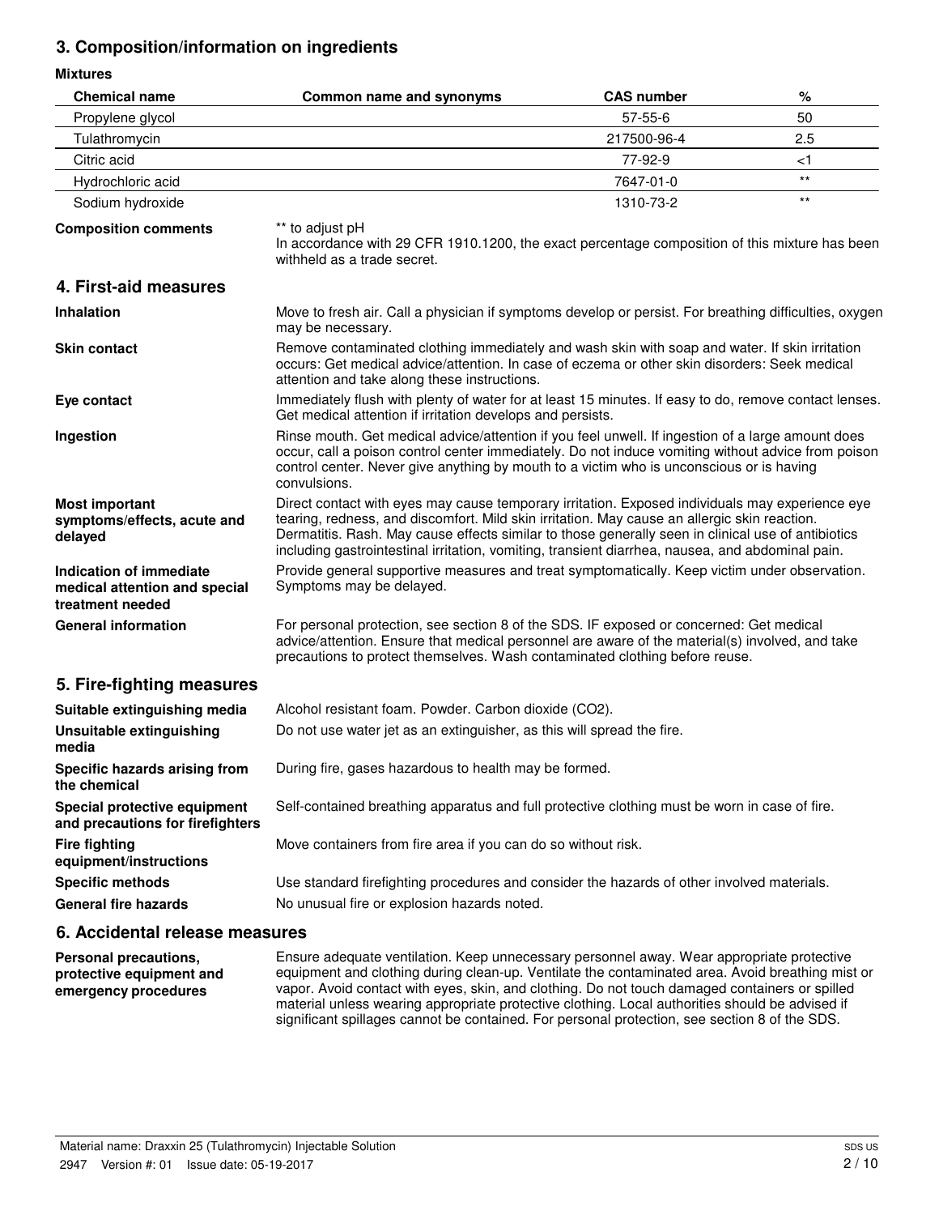## 3. Composition/information on ingredients

**Mixtures**

| Chemical name | Common name and synonyms | CAS number | % |
|---|---|---|---|
| Propylene glycol | | 57-55-6 | 50 |
| Tulathromycin | | 217500-96-4 | 2.5 |
| Citric acid | | 77-92-9 | <1 |
| Hydrochloric acid | | 7647-01-0 | ** |
| Sodium hydroxide | | 1310-73-2 | ** |

**Composition comments**
** to adjust pH
In accordance with 29 CFR 1910.1200, the exact percentage composition of this mixture has been withheld as a trade secret.

## 4. First-aid measures

**Inhalation**
Move to fresh air. Call a physician if symptoms develop or persist. For breathing difficulties, oxygen may be necessary.

**Skin contact**
Remove contaminated clothing immediately and wash skin with soap and water. If skin irritation occurs: Get medical advice/attention. In case of eczema or other skin disorders: Seek medical attention and take along these instructions.

**Eye contact**
Immediately flush with plenty of water for at least 15 minutes. If easy to do, remove contact lenses. Get medical attention if irritation develops and persists.

**Ingestion**
Rinse mouth. Get medical advice/attention if you feel unwell. If ingestion of a large amount does occur, call a poison control center immediately. Do not induce vomiting without advice from poison control center. Never give anything by mouth to a victim who is unconscious or is having convulsions.

**Most important symptoms/effects, acute and delayed**
Direct contact with eyes may cause temporary irritation. Exposed individuals may experience eye tearing, redness, and discomfort. Mild skin irritation. May cause an allergic skin reaction. Dermatitis. Rash. May cause effects similar to those generally seen in clinical use of antibiotics including gastrointestinal irritation, vomiting, transient diarrhea, nausea, and abdominal pain.

**Indication of immediate medical attention and special treatment needed**
Provide general supportive measures and treat symptomatically. Keep victim under observation. Symptoms may be delayed.

**General information**
For personal protection, see section 8 of the SDS. IF exposed or concerned: Get medical advice/attention. Ensure that medical personnel are aware of the material(s) involved, and take precautions to protect themselves. Wash contaminated clothing before reuse.

## 5. Fire-fighting measures

**Suitable extinguishing media**
Alcohol resistant foam. Powder. Carbon dioxide ($CO_2$).

**Unsuitable extinguishing media**
Do not use water jet as an extinguisher, as this will spread the fire.

**Specific hazards arising from the chemical**
During fire, gases hazardous to health may be formed.

**Special protective equipment and precautions for firefighters**
Self-contained breathing apparatus and full protective clothing must be worn in case of fire.

**Fire fighting equipment/instructions**
Move containers from fire area if you can do so without risk.

**Specific methods**
Use standard firefighting procedures and consider the hazards of other involved materials.

**General fire hazards**
No unusual fire or explosion hazards noted.

## 6. Accidental release measures

**Personal precautions, protective equipment and emergency procedures**
Ensure adequate ventilation. Keep unnecessary personnel away. Wear appropriate protective equipment and clothing during clean-up. Ventilate the contaminated area. Avoid breathing mist or vapor. Avoid contact with eyes, skin, and clothing. Do not touch damaged containers or spilled material unless wearing appropriate protective clothing. Local authorities should be advised if significant spillages cannot be contained. For personal protection, see section 8 of the SDS.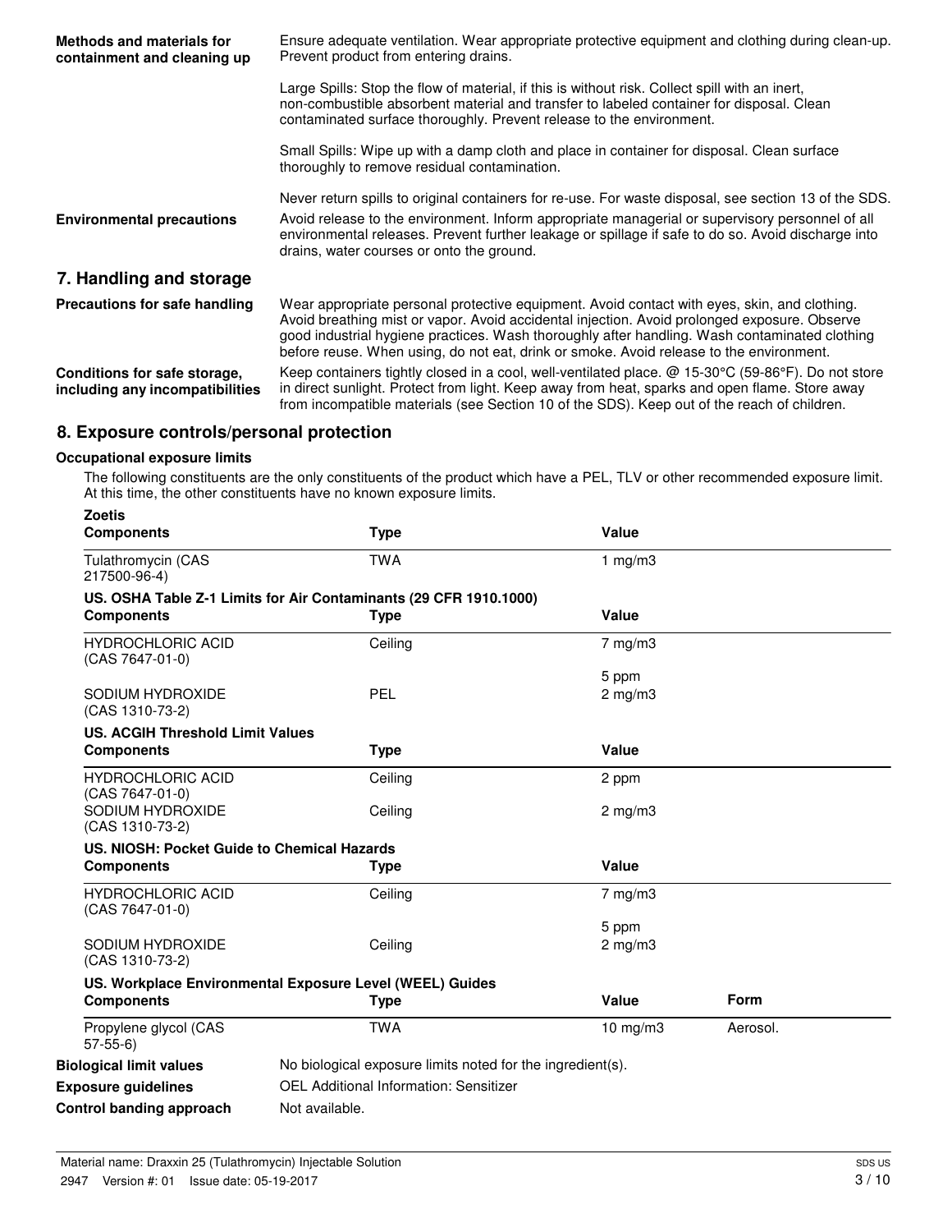**Methods and materials for containment and cleaning up**

Ensure adequate ventilation. Wear appropriate protective equipment and clothing during clean-up. Prevent product from entering drains.

Large Spills: Stop the flow of material, if this is without risk. Collect spill with an inert, non-combustible absorbent material and transfer to labeled container for disposal. Clean contaminated surface thoroughly. Prevent release to the environment.

Small Spills: Wipe up with a damp cloth and place in container for disposal. Clean surface thoroughly to remove residual contamination.

Never return spills to original containers for re-use. For waste disposal, see section 13 of the SDS.

**Environmental precautions**

Avoid release to the environment. Inform appropriate managerial or supervisory personnel of all environmental releases. Prevent further leakage or spillage if safe to do so. Avoid discharge into drains, water courses or onto the ground.

## 7. Handling and storage

**Precautions for safe handling**

Wear appropriate personal protective equipment. Avoid contact with eyes, skin, and clothing. Avoid breathing mist or vapor. Avoid accidental injection. Avoid prolonged exposure. Observe good industrial hygiene practices. Wash thoroughly after handling. Wash contaminated clothing before reuse. When using, do not eat, drink or smoke. Avoid release to the environment.

**Conditions for safe storage, including any incompatibilities**

Keep containers tightly closed in a cool, well-ventilated place. @ 15-30°C (59-86°F). Do not store in direct sunlight. Protect from light. Keep away from heat, sparks and open flame. Store away from incompatible materials (see Section 10 of the SDS). Keep out of the reach of children.

## 8. Exposure controls/personal protection

### Occupational exposure limits

The following constituents are the only constituents of the product which have a PEL, TLV or other recommended exposure limit. At this time, the other constituents have no known exposure limits.

**Zoetis**

| Components | Type | Value |
|---|---|---|
| Tulathromycin (CAS 217500-96-4) | TWA | 1 mg/m3 |

**US. OSHA Table Z-1 Limits for Air Contaminants (29 CFR 1910.1000)**

| Components | Type | Value |
|---|---|---|
| HYDROCHLORIC ACID (CAS 7647-01-0) | Ceiling | 7 mg/m3 |
| | | 5 ppm |
| SODIUM HYDROXIDE (CAS 1310-73-2) | PEL | 2 mg/m3 |

**US. ACGIH Threshold Limit Values**

| Components | Type | Value |
|---|---|---|
| HYDROCHLORIC ACID (CAS 7647-01-0) | Ceiling | 2 ppm |
| SODIUM HYDROXIDE (CAS 1310-73-2) | Ceiling | 2 mg/m3 |

**US. NIOSH: Pocket Guide to Chemical Hazards**

| Components | Type | Value |
|---|---|---|
| HYDROCHLORIC ACID (CAS 7647-01-0) | Ceiling | 7 mg/m3 |
| | | 5 ppm |
| SODIUM HYDROXIDE (CAS 1310-73-2) | Ceiling | 2 mg/m3 |

**US. Workplace Environmental Exposure Level (WEEL) Guides**

| Components | Type | Value | Form |
|---|---|---|---|
| Propylene glycol (CAS 57-55-6) | TWA | 10 mg/m3 | Aerosol. |

**Biological limit values** No biological exposure limits noted for the ingredient(s).

**Exposure guidelines** OEL Additional Information: Sensitizer

**Control banding approach** Not available.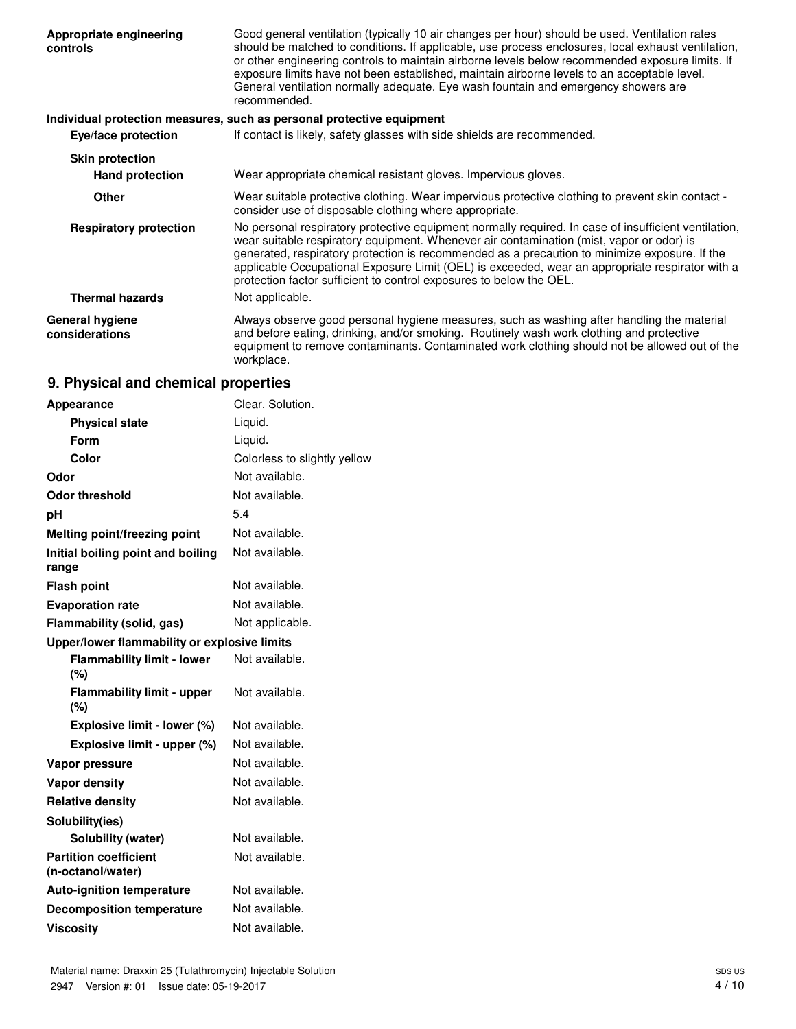| | |
|---|---|
| **Appropriate engineering controls** | Good general ventilation (typically 10 air changes per hour) should be used. Ventilation rates should be matched to conditions. If applicable, use process enclosures, local exhaust ventilation, or other engineering controls to maintain airborne levels below recommended exposure limits. If exposure limits have not been established, maintain airborne levels to an acceptable level. General ventilation normally adequate. Eye wash fountain and emergency showers are recommended. |

**Individual protection measures, such as personal protective equipment**

| | |
|---|---|
| **Eye/face protection** | If contact is likely, safety glasses with side shields are recommended. |
| **Skin protection** | |
| **Hand protection** | Wear appropriate chemical resistant gloves. Impervious gloves. |
| **Other** | Wear suitable protective clothing. Wear impervious protective clothing to prevent skin contact - consider use of disposable clothing where appropriate. |
| **Respiratory protection** | No personal respiratory protective equipment normally required. In case of insufficient ventilation, wear suitable respiratory equipment. Whenever air contamination (mist, vapor or odor) is generated, respiratory protection is recommended as a precaution to minimize exposure. If the applicable Occupational Exposure Limit (OEL) is exceeded, wear an appropriate respirator with a protection factor sufficient to control exposures to below the OEL. |
| **Thermal hazards** | Not applicable. |
| **General hygiene considerations** | Always observe good personal hygiene measures, such as washing after handling the material and before eating, drinking, and/or smoking. Routinely wash work clothing and protective equipment to remove contaminants. Contaminated work clothing should not be allowed out of the workplace. |

## 9. Physical and chemical properties

| | |
|---|---|
| **Appearance** | Clear. Solution. |
| **Physical state** | Liquid. |
| **Form** | Liquid. |
| **Color** | Colorless to slightly yellow |
| **Odor** | Not available. |
| **Odor threshold** | Not available. |
| **pH** | 5.4 |
| **Melting point/freezing point** | Not available. |
| **Initial boiling point and boiling range** | Not available. |
| **Flash point** | Not available. |
| **Evaporation rate** | Not available. |
| **Flammability (solid, gas)** | Not applicable. |
| **Upper/lower flammability or explosive limits** | |
| **Flammability limit - lower (%)** | Not available. |
| **Flammability limit - upper (%)** | Not available. |
| **Explosive limit - lower (%)** | Not available. |
| **Explosive limit - upper (%)** | Not available. |
| **Vapor pressure** | Not available. |
| **Vapor density** | Not available. |
| **Relative density** | Not available. |
| **Solubility(ies)** | |
| **Solubility (water)** | Not available. |
| **Partition coefficient (n-octanol/water)** | Not available. |
| **Auto-ignition temperature** | Not available. |
| **Decomposition temperature** | Not available. |
| **Viscosity** | Not available. |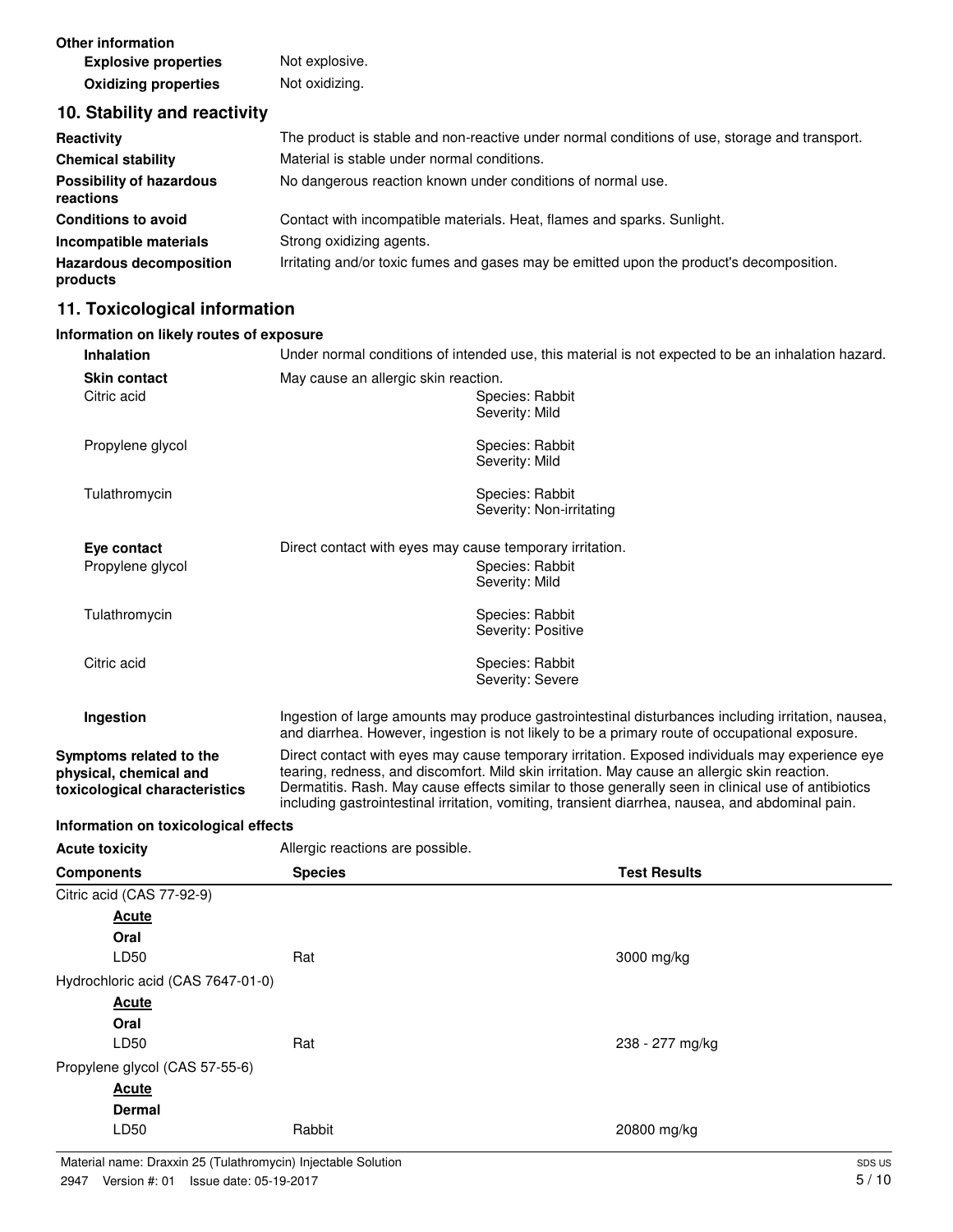**Other information**

| | |
|---|---|
| **Explosive properties** | Not explosive. |
| **Oxidizing properties** | Not oxidizing. |

## 10. Stability and reactivity

| | |
|---|---|
| **Reactivity** | The product is stable and non-reactive under normal conditions of use, storage and transport. |
| **Chemical stability** | Material is stable under normal conditions. |
| **Possibility of hazardous reactions** | No dangerous reaction known under conditions of normal use. |
| **Conditions to avoid** | Contact with incompatible materials. Heat, flames and sparks. Sunlight. |
| **Incompatible materials** | Strong oxidizing agents. |
| **Hazardous decomposition products** | Irritating and/or toxic fumes and gases may be emitted upon the product's decomposition. |

## 11. Toxicological information

**Information on likely routes of exposure**

**Inhalation** — Under normal conditions of intended use, this material is not expected to be an inhalation hazard.

**Skin contact** — May cause an allergic skin reaction.

| | |
|---|---|
| Citric acid | Species: Rabbit<br>Severity: Mild |
| Propylene glycol | Species: Rabbit<br>Severity: Mild |
| Tulathromycin | Species: Rabbit<br>Severity: Non-irritating |

**Eye contact** — Direct contact with eyes may cause temporary irritation.

| | |
|---|---|
| Propylene glycol | Species: Rabbit<br>Severity: Mild |
| Tulathromycin | Species: Rabbit<br>Severity: Positive |
| Citric acid | Species: Rabbit<br>Severity: Severe |

**Ingestion** — Ingestion of large amounts may produce gastrointestinal disturbances including irritation, nausea, and diarrhea. However, ingestion is not likely to be a primary route of occupational exposure.

**Symptoms related to the physical, chemical and toxicological characteristics** — Direct contact with eyes may cause temporary irritation. Exposed individuals may experience eye tearing, redness, and discomfort. Mild skin irritation. May cause an allergic skin reaction. Dermatitis. Rash. May cause effects similar to those generally seen in clinical use of antibiotics including gastrointestinal irritation, vomiting, transient diarrhea, nausea, and abdominal pain.

**Information on toxicological effects**

**Acute toxicity** — Allergic reactions are possible.

| Components | Species | Test Results |
|---|---|---|
| Citric acid (CAS 77-92-9) | | |
| **Acute** | | |
| **Oral** | | |
| LD50 | Rat | 3000 mg/kg |
| Hydrochloric acid (CAS 7647-01-0) | | |
| **Acute** | | |
| **Oral** | | |
| LD50 | Rat | 238 - 277 mg/kg |
| Propylene glycol (CAS 57-55-6) | | |
| **Acute** | | |
| **Dermal** | | |
| LD50 | Rabbit | 20800 mg/kg |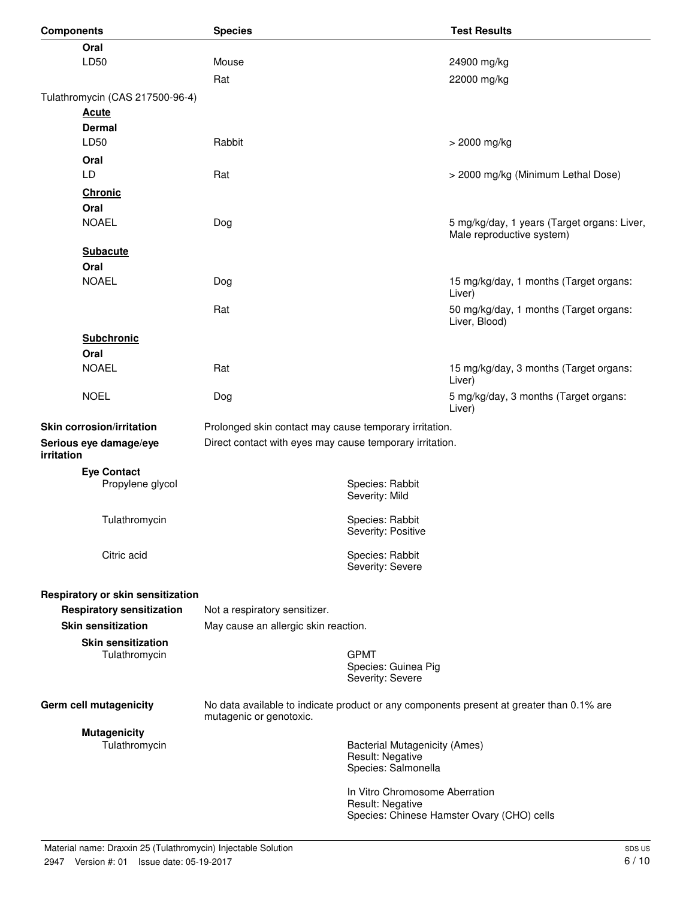| Components | Species | Test Results |
|---|---|---|
| **Oral** | | |
| LD50 | Mouse | 24900 mg/kg |
| | Rat | 22000 mg/kg |
| Tulathromycin (CAS 217500-96-4) | | |
| **Acute** | | |
| **Dermal** | | |
| LD50 | Rabbit | > 2000 mg/kg |
| **Oral** | | |
| LD | Rat | > 2000 mg/kg (Minimum Lethal Dose) |
| **Chronic** | | |
| **Oral** | | |
| NOAEL | Dog | 5 mg/kg/day, 1 years (Target organs: Liver, Male reproductive system) |
| **Subacute** | | |
| **Oral** | | |
| NOAEL | Dog | 15 mg/kg/day, 1 months (Target organs: Liver) |
| | Rat | 50 mg/kg/day, 1 months (Target organs: Liver, Blood) |
| **Subchronic** | | |
| **Oral** | | |
| NOAEL | Rat | 15 mg/kg/day, 3 months (Target organs: Liver) |
| NOEL | Dog | 5 mg/kg/day, 3 months (Target organs: Liver) |

**Skin corrosion/irritation** Prolonged skin contact may cause temporary irritation.

**Serious eye damage/eye irritation** Direct contact with eyes may cause temporary irritation.

**Eye Contact**

Propylene glycol
Species: Rabbit
Severity: Mild

Tulathromycin
Species: Rabbit
Severity: Positive

Citric acid
Species: Rabbit
Severity: Severe

**Respiratory or skin sensitization**

**Respiratory sensitization** Not a respiratory sensitizer.

**Skin sensitization** May cause an allergic skin reaction.

**Skin sensitization**

Tulathromycin
GPMT
Species: Guinea Pig
Severity: Severe

**Germ cell mutagenicity** No data available to indicate product or any components present at greater than 0.1% are mutagenic or genotoxic.

**Mutagenicity**

Tulathromycin
Bacterial Mutagenicity (Ames)
Result: Negative
Species: Salmonella

In Vitro Chromosome Aberration
Result: Negative
Species: Chinese Hamster Ovary (CHO) cells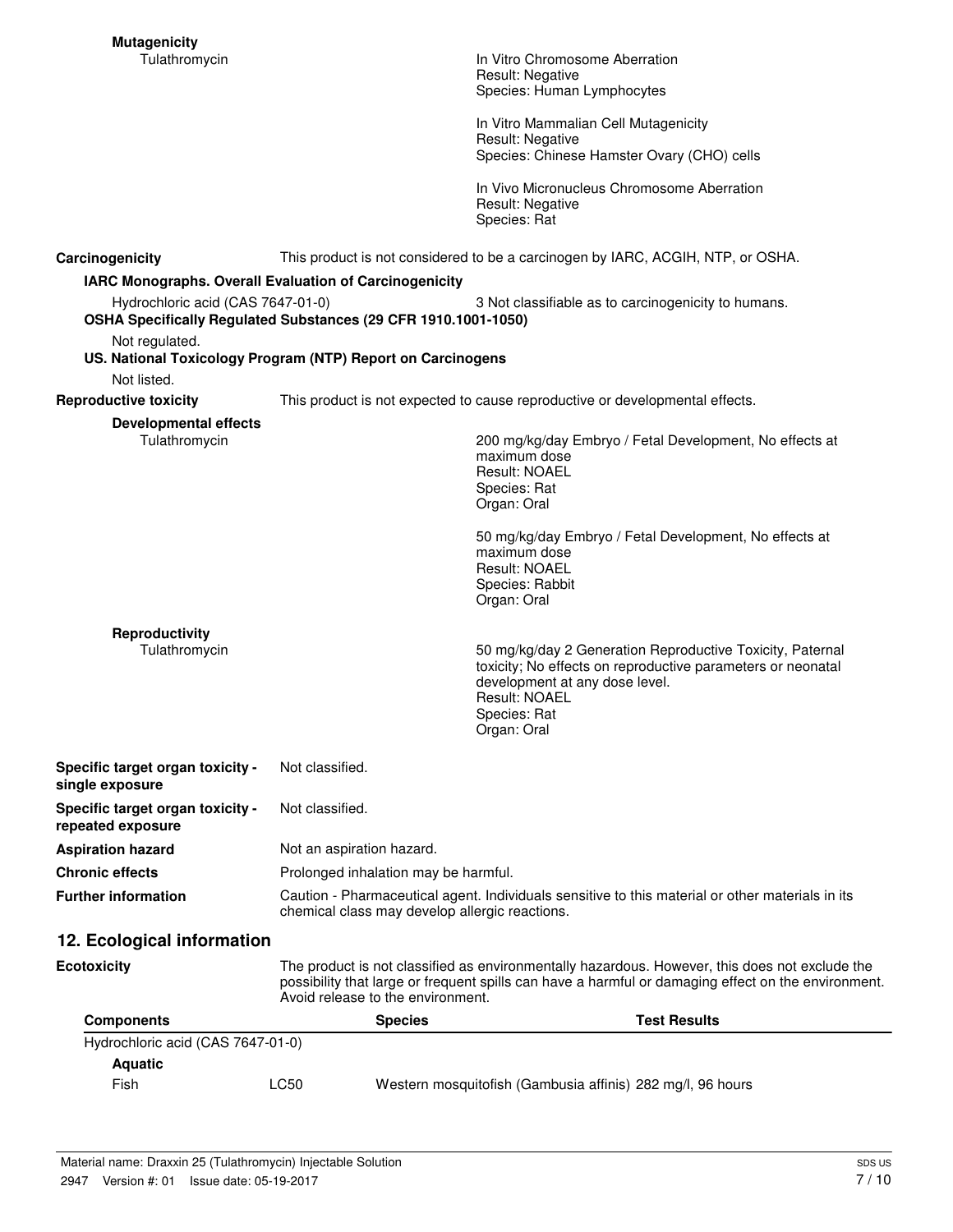**Mutagenicity**

Tulathromycin

In Vitro Chromosome Aberration
Result: Negative
Species: Human Lymphocytes

In Vitro Mammalian Cell Mutagenicity
Result: Negative
Species: Chinese Hamster Ovary (CHO) cells

In Vivo Micronucleus Chromosome Aberration
Result: Negative
Species: Rat

**Carcinogenicity** This product is not considered to be a carcinogen by IARC, ACGIH, NTP, or OSHA.

**IARC Monographs. Overall Evaluation of Carcinogenicity**

Hydrochloric acid (CAS 7647-01-0) 3 Not classifiable as to carcinogenicity to humans.

**OSHA Specifically Regulated Substances (29 CFR 1910.1001-1050)**

Not regulated.

**US. National Toxicology Program (NTP) Report on Carcinogens**

Not listed.

**Reproductive toxicity** This product is not expected to cause reproductive or developmental effects.

**Developmental effects**

Tulathromycin

200 mg/kg/day Embryo / Fetal Development, No effects at maximum dose
Result: NOAEL
Species: Rat
Organ: Oral

50 mg/kg/day Embryo / Fetal Development, No effects at maximum dose
Result: NOAEL
Species: Rabbit
Organ: Oral

**Reproductivity**

Tulathromycin

50 mg/kg/day 2 Generation Reproductive Toxicity, Paternal toxicity; No effects on reproductive parameters or neonatal development at any dose level.
Result: NOAEL
Species: Rat
Organ: Oral

**Specific target organ toxicity - single exposure** Not classified.

**Specific target organ toxicity - repeated exposure** Not classified.

**Aspiration hazard** Not an aspiration hazard.

**Chronic effects** Prolonged inhalation may be harmful.

**Further information** Caution - Pharmaceutical agent. Individuals sensitive to this material or other materials in its chemical class may develop allergic reactions.

## 12. Ecological information

**Ecotoxicity** The product is not classified as environmentally hazardous. However, this does not exclude the possibility that large or frequent spills can have a harmful or damaging effect on the environment. Avoid release to the environment.

| Components | | Species | Test Results |
|---|---|---|---|
| Hydrochloric acid (CAS 7647-01-0) | | | |
| **Aquatic** | | | |
| Fish | LC50 | Western mosquitofish (Gambusia affinis) | 282 mg/l, 96 hours |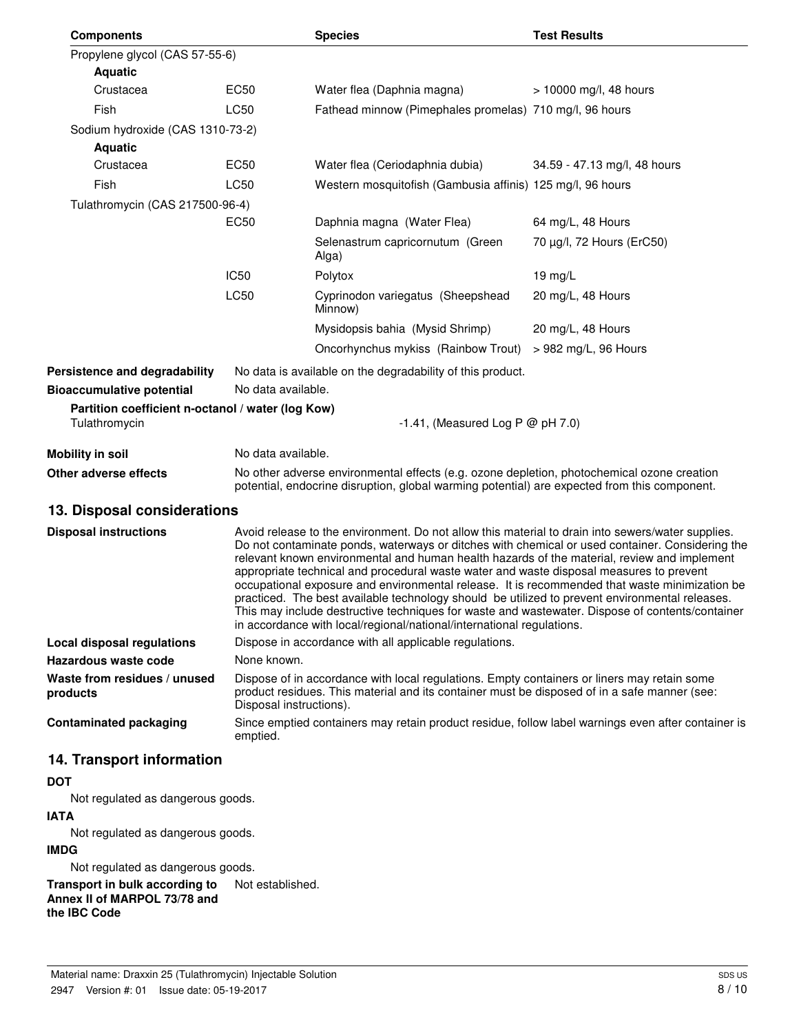| Components | | Species | Test Results |
|---|---|---|---|
| Propylene glycol (CAS 57-55-6) | | | |
| **Aquatic** | | | |
| Crustacea | EC50 | Water flea (Daphnia magna) | > 10000 mg/l, 48 hours |
| Fish | LC50 | Fathead minnow (Pimephales promelas) | 710 mg/l, 96 hours |
| Sodium hydroxide (CAS 1310-73-2) | | | |
| **Aquatic** | | | |
| Crustacea | EC50 | Water flea (Ceriodaphnia dubia) | 34.59 - 47.13 mg/l, 48 hours |
| Fish | LC50 | Western mosquitofish (Gambusia affinis) | 125 mg/l, 96 hours |
| Tulathromycin (CAS 217500-96-4) | | | |
| | EC50 | Daphnia magna (Water Flea) | 64 mg/L, 48 Hours |
| | | Selenastrum capricornutum (Green Alga) | 70 µg/l, 72 Hours (ErC50) |
| | IC50 | Polytox | 19 mg/L |
| | LC50 | Cyprinodon variegatus (Sheepshead Minnow) | 20 mg/L, 48 Hours |
| | | Mysidopsis bahia (Mysid Shrimp) | 20 mg/L, 48 Hours |
| | | Oncorhynchus mykiss (Rainbow Trout) | > 982 mg/L, 96 Hours |

**Persistence and degradability** No data is available on the degradability of this product.

**Bioaccumulative potential** No data available.

**Partition coefficient n-octanol / water (log Kow)**

Tulathromycin -1.41, (Measured Log P @ pH 7.0)

**Mobility in soil** No data available.

**Other adverse effects** No other adverse environmental effects (e.g. ozone depletion, photochemical ozone creation potential, endocrine disruption, global warming potential) are expected from this component.

## 13. Disposal considerations

**Disposal instructions** Avoid release to the environment. Do not allow this material to drain into sewers/water supplies. Do not contaminate ponds, waterways or ditches with chemical or used container. Considering the relevant known environmental and human health hazards of the material, review and implement appropriate technical and procedural waste water and waste disposal measures to prevent occupational exposure and environmental release. It is recommended that waste minimization be practiced. The best available technology should be utilized to prevent environmental releases. This may include destructive techniques for waste and wastewater. Dispose of contents/container in accordance with local/regional/national/international regulations.

**Local disposal regulations** Dispose in accordance with all applicable regulations.

**Hazardous waste code** None known.

**Waste from residues / unused products** Dispose of in accordance with local regulations. Empty containers or liners may retain some product residues. This material and its container must be disposed of in a safe manner (see: Disposal instructions).

**Contaminated packaging** Since emptied containers may retain product residue, follow label warnings even after container is emptied.

## 14. Transport information

**DOT**

Not regulated as dangerous goods.

**IATA**

Not regulated as dangerous goods.

**IMDG**

Not regulated as dangerous goods.

**Transport in bulk according to Annex II of MARPOL 73/78 and the IBC Code** Not established.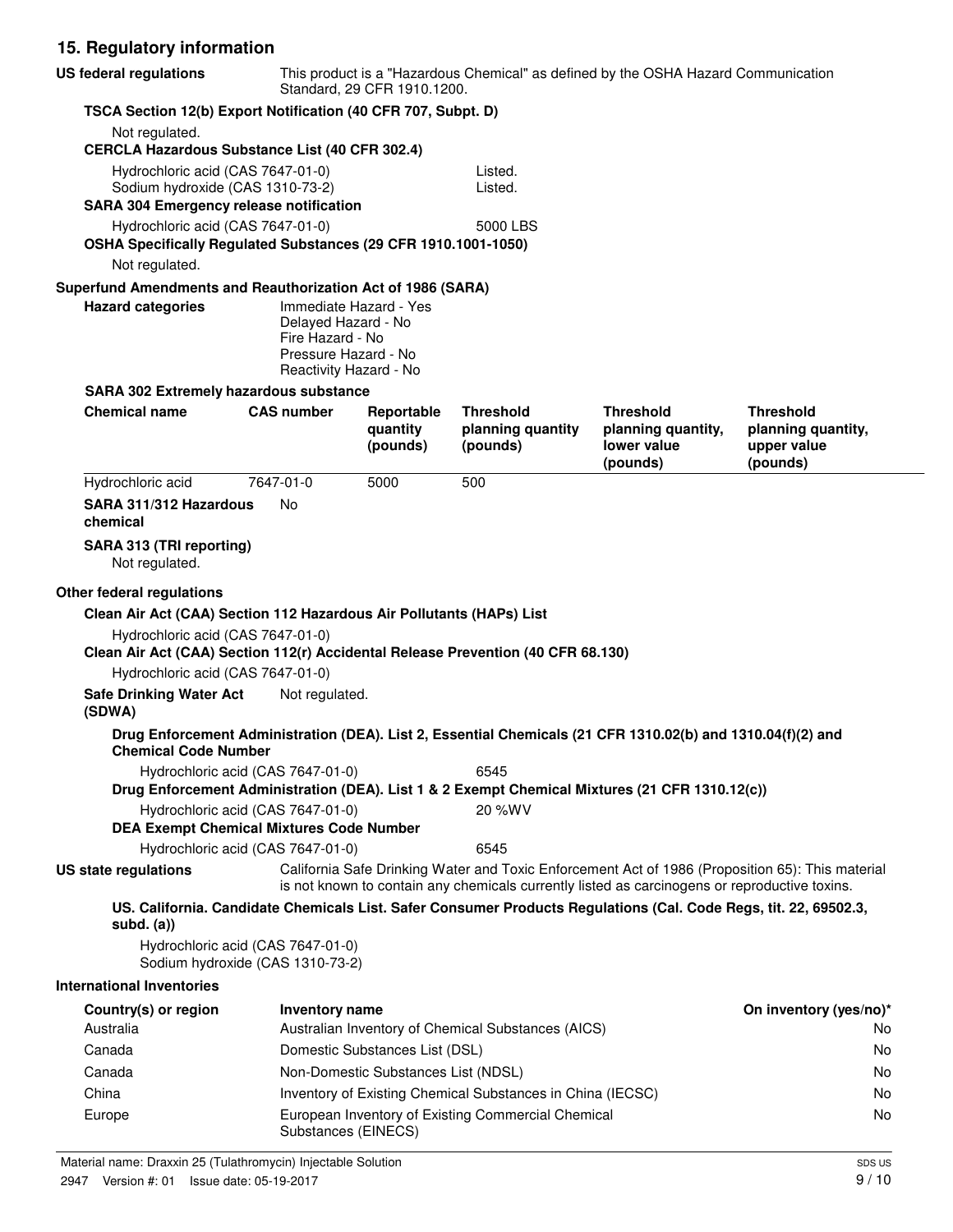## 15. Regulatory information

**US federal regulations** This product is a "Hazardous Chemical" as defined by the OSHA Hazard Communication Standard, 29 CFR 1910.1200.

**TSCA Section 12(b) Export Notification (40 CFR 707, Subpt. D)**

Not regulated.

**CERCLA Hazardous Substance List (40 CFR 302.4)**

Hydrochloric acid (CAS 7647-01-0) Listed.
Sodium hydroxide (CAS 1310-73-2) Listed.

**SARA 304 Emergency release notification**

Hydrochloric acid (CAS 7647-01-0) 5000 LBS

**OSHA Specifically Regulated Substances (29 CFR 1910.1001-1050)**

Not regulated.

**Superfund Amendments and Reauthorization Act of 1986 (SARA)**

**Hazard categories**
Immediate Hazard - Yes
Delayed Hazard - No
Fire Hazard - No
Pressure Hazard - No
Reactivity Hazard - No

**SARA 302 Extremely hazardous substance**

| Chemical name | CAS number | Reportable quantity (pounds) | Threshold planning quantity (pounds) | Threshold planning quantity, lower value (pounds) | Threshold planning quantity, upper value (pounds) |
|---|---|---|---|---|---|
| Hydrochloric acid | 7647-01-0 | 5000 | 500 | | |

**SARA 311/312 Hazardous chemical** No

**SARA 313 (TRI reporting)**

Not regulated.

**Other federal regulations**

**Clean Air Act (CAA) Section 112 Hazardous Air Pollutants (HAPs) List**

Hydrochloric acid (CAS 7647-01-0)

**Clean Air Act (CAA) Section 112(r) Accidental Release Prevention (40 CFR 68.130)**

Hydrochloric acid (CAS 7647-01-0)

**Safe Drinking Water Act (SDWA)** Not regulated.

**Drug Enforcement Administration (DEA). List 2, Essential Chemicals (21 CFR 1310.02(b) and 1310.04(f)(2) and Chemical Code Number**

Hydrochloric acid (CAS 7647-01-0) 6545

**Drug Enforcement Administration (DEA). List 1 & 2 Exempt Chemical Mixtures (21 CFR 1310.12(c))**

Hydrochloric acid (CAS 7647-01-0) 20 %WV

**DEA Exempt Chemical Mixtures Code Number**

Hydrochloric acid (CAS 7647-01-0) 6545

**US state regulations** California Safe Drinking Water and Toxic Enforcement Act of 1986 (Proposition 65): This material is not known to contain any chemicals currently listed as carcinogens or reproductive toxins.

**US. California. Candidate Chemicals List. Safer Consumer Products Regulations (Cal. Code Regs, tit. 22, 69502.3, subd. (a))**

Hydrochloric acid (CAS 7647-01-0)
Sodium hydroxide (CAS 1310-73-2)

**International Inventories**

| Country(s) or region | Inventory name | On inventory (yes/no)* |
|---|---|---|
| Australia | Australian Inventory of Chemical Substances (AICS) | No |
| Canada | Domestic Substances List (DSL) | No |
| Canada | Non-Domestic Substances List (NDSL) | No |
| China | Inventory of Existing Chemical Substances in China (IECSC) | No |
| Europe | European Inventory of Existing Commercial Chemical Substances (EINECS) | No |

Material name: Draxxin 25 (Tulathromycin) Injectable Solution
2947 Version #: 01 Issue date: 05-19-2017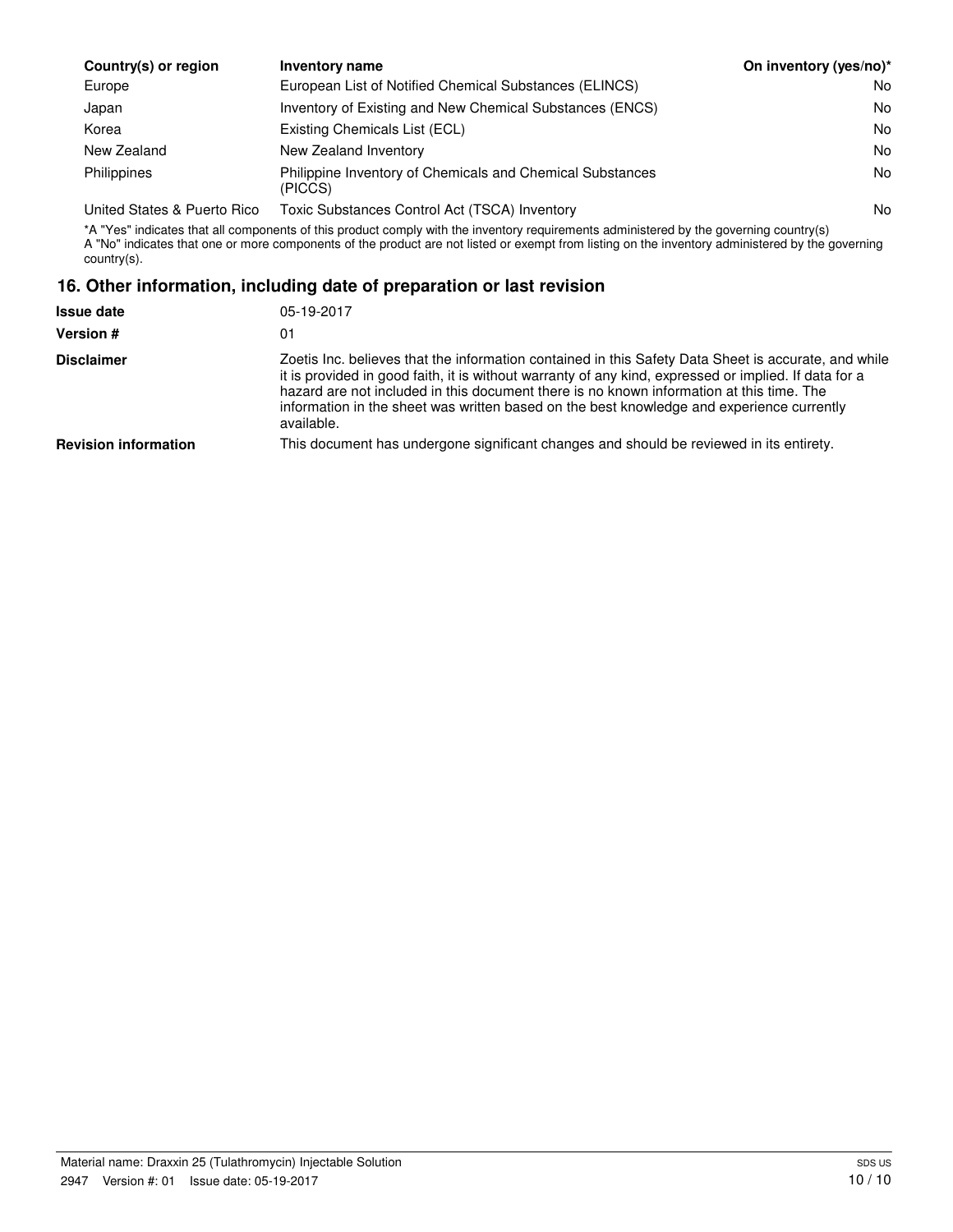| Country(s) or region | Inventory name | On inventory (yes/no)* |
| --- | --- | --- |
| Europe | European List of Notified Chemical Substances (ELINCS) | No |
| Japan | Inventory of Existing and New Chemical Substances (ENCS) | No |
| Korea | Existing Chemicals List (ECL) | No |
| New Zealand | New Zealand Inventory | No |
| Philippines | Philippine Inventory of Chemicals and Chemical Substances (PICCS) | No |
| United States & Puerto Rico | Toxic Substances Control Act (TSCA) Inventory | No |

*A "Yes" indicates that all components of this product comply with the inventory requirements administered by the governing country(s)
A "No" indicates that one or more components of the product are not listed or exempt from listing on the inventory administered by the governing country(s).

## 16. Other information, including date of preparation or last revision

**Issue date** 05-19-2017

**Version #** 01

**Disclaimer** Zoetis Inc. believes that the information contained in this Safety Data Sheet is accurate, and while it is provided in good faith, it is without warranty of any kind, expressed or implied. If data for a hazard are not included in this document there is no known information at this time. The information in the sheet was written based on the best knowledge and experience currently available.

**Revision information** This document has undergone significant changes and should be reviewed in its entirety.